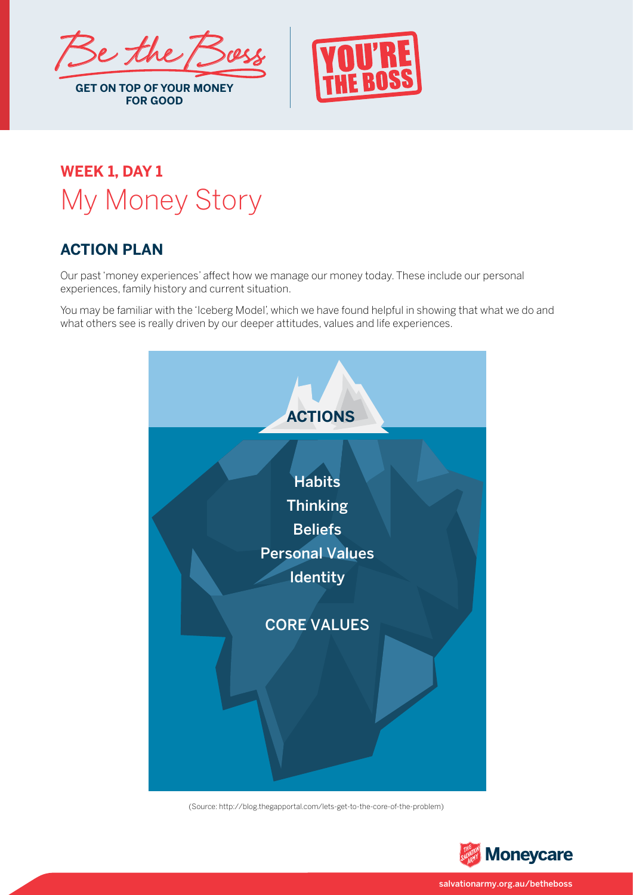Be the Boss

GET ON TOP OF YOUR MONEY FOR GOOD

YOU'RE THE BOSS

## WEEK 1, DAY 1

# My Money Story

## ACTION PLAN

Our past 'money experiences' affect how we manage our money today. These include our personal experiences, family history and current situation.

You may be familiar with the 'Iceberg Model', which we have found helpful in showing that what we do and what others see is really driven by our deeper attitudes, values and life experiences.

**ACTIONS**

Habits
Thinking
Beliefs
Personal Values
Identity

CORE VALUES

(Source: http://blog.thegapportal.com/lets-get-to-the-core-of-the-problem)

Moneycare

salvationarmy.org.au/betheboss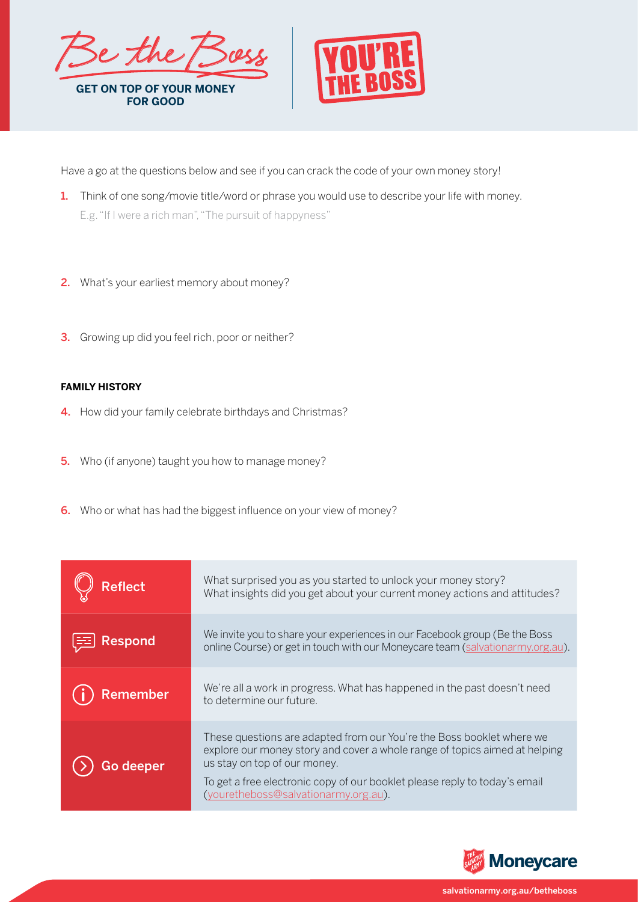# Be the Boss

**GET ON TOP OF YOUR MONEY FOR GOOD**

YOU'RE THE BOSS

Have a go at the questions below and see if you can crack the code of your own money story!

1. Think of one song/movie title/word or phrase you would use to describe your life with money.
   E.g. "If I were a rich man", "The pursuit of happyness"

2. What's your earliest memory about money?

3. Growing up did you feel rich, poor or neither?

**FAMILY HISTORY**

4. How did your family celebrate birthdays and Christmas?

5. Who (if anyone) taught you how to manage money?

6. Who or what has had the biggest influence on your view of money?

| | |
|---|---|
| Reflect | What surprised you as you started to unlock your money story? What insights did you get about your current money actions and attitudes? |
| Respond | We invite you to share your experiences in our Facebook group (Be the Boss online Course) or get in touch with our Moneycare team (salvationarmy.org.au). |
| Remember | We're all a work in progress. What has happened in the past doesn't need to determine our future. |
| Go deeper | These questions are adapted from our You're the Boss booklet where we explore our money story and cover a whole range of topics aimed at helping us stay on top of our money. To get a free electronic copy of our booklet please reply to today's email (youretheboss@salvationarmy.org.au). |

Moneycare

salvationarmy.org.au/betheboss